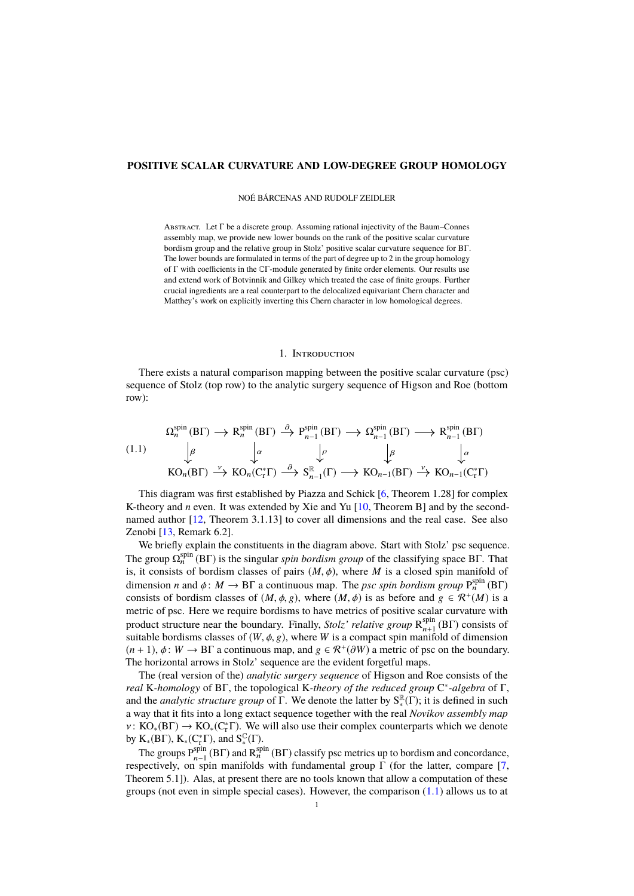# POSITIVE SCALAR CURVATURE AND LOW-DEGREE GROUP HOMOLOGY

NOÉ BÁRCENAS AND RUDOLF ZEIDLER

Abstract. Let $\Gamma$ be a discrete group. Assuming rational injectivity of the Baum–Connes assembly map, we provide new lower bounds on the rank of the positive scalar curvature bordism group and the relative group in Stolz' positive scalar curvature sequence for $\mathrm{B}\Gamma$. The lower bounds are formulated in terms of the part of degree up to 2 in the group homology of $\Gamma$ with coefficients in the $\mathbb{C}\Gamma$-module generated by finite order elements. Our results use and extend work of Botvinnik and Gilkey which treated the case of finite groups. Further crucial ingredients are a real counterpart to the delocalized equivariant Chern character and Matthey's work on explicitly inverting this Chern character in low homological degrees.

## 1. Introduction

There exists a natural comparison mapping between the positive scalar curvature (psc) sequence of Stolz (top row) to the analytic surgery sequence of Higson and Roe (bottom row):

$$
\begin{array}{ccccccccc}
\Omega_n^{\mathrm{spin}}(\mathrm{B}\Gamma) & \longrightarrow & \mathrm{R}_n^{\mathrm{spin}}(\mathrm{B}\Gamma) & \xrightarrow{\partial} & \mathrm{P}_{n-1}^{\mathrm{spin}}(\mathrm{B}\Gamma) & \longrightarrow & \Omega_{n-1}^{\mathrm{spin}}(\mathrm{B}\Gamma) & \longrightarrow & \mathrm{R}_{n-1}^{\mathrm{spin}}(\mathrm{B}\Gamma) \\
\big\downarrow \beta & & \big\downarrow \alpha & & \big\downarrow \rho & & \big\downarrow \beta & & \big\downarrow \alpha \\
\mathrm{KO}_n(\mathrm{B}\Gamma) & \xrightarrow{\nu} & \mathrm{KO}_n(\mathrm{C}^*_{\mathrm{r}}\Gamma) & \xrightarrow{\partial} & \mathrm{S}_{n-1}^{\mathbb{R}}(\Gamma) & \longrightarrow & \mathrm{KO}_{n-1}(\mathrm{B}\Gamma) & \xrightarrow{\nu} & \mathrm{KO}_{n-1}(\mathrm{C}^*_{\mathrm{r}}\Gamma)
\end{array}
\tag{1.1}
$$

This diagram was first established by Piazza and Schick [6, Theorem 1.28] for complex K-theory and $n$ even. It was extended by Xie and Yu [10, Theorem B] and by the second-named author [12, Theorem 3.1.13] to cover all dimensions and the real case. See also Zenobi [13, Remark 6.2].

We briefly explain the constituents in the diagram above. Start with Stolz' psc sequence. The group $\Omega_n^{\mathrm{spin}}(\mathrm{B}\Gamma)$ is the singular *spin bordism group* of the classifying space $\mathrm{B}\Gamma$. That is, it consists of bordism classes of pairs $(M, \phi)$, where $M$ is a closed spin manifold of dimension $n$ and $\phi\colon M \to \mathrm{B}\Gamma$ a continuous map. The *psc spin bordism group* $\mathrm{P}_n^{\mathrm{spin}}(\mathrm{B}\Gamma)$ consists of bordism classes of $(M, \phi, g)$, where $(M, \phi)$ is as before and $g \in \mathcal{R}^+(M)$ is a metric of psc. Here we require bordisms to have metrics of positive scalar curvature with product structure near the boundary. Finally, *Stolz' relative group* $\mathrm{R}_{n+1}^{\mathrm{spin}}(\mathrm{B}\Gamma)$ consists of suitable bordisms classes of $(W, \phi, g)$, where $W$ is a compact spin manifold of dimension $(n+1)$, $\phi\colon W \to \mathrm{B}\Gamma$ a continuous map, and $g \in \mathcal{R}^+(\partial W)$ a metric of psc on the boundary. The horizontal arrows in Stolz' sequence are the evident forgetful maps.

The (real version of the) *analytic surgery sequence* of Higson and Roe consists of the *real* K*-homology* of $\mathrm{B}\Gamma$, the topological K*-theory of the reduced group* $\mathrm{C}^*$*-algebra* of $\Gamma$, and the *analytic structure group* of $\Gamma$. We denote the latter by $\mathrm{S}_*^{\mathbb{R}}(\Gamma)$; it is defined in such a way that it fits into a long exact sequence together with the real *Novikov assembly map* $\nu\colon \mathrm{KO}_*(\mathrm{B}\Gamma) \to \mathrm{KO}_*(\mathrm{C}^*_{\mathrm{r}}\Gamma)$. We will also use their complex counterparts which we denote by $\mathrm{K}_*(\mathrm{B}\Gamma)$, $\mathrm{K}_*(\mathrm{C}^*_{\mathrm{r}}\Gamma)$, and $\mathrm{S}_*^{\mathbb{C}}(\Gamma)$.

The groups $\mathrm{P}_{n-1}^{\mathrm{spin}}(\mathrm{B}\Gamma)$ and $\mathrm{R}_n^{\mathrm{spin}}(\mathrm{B}\Gamma)$ classify psc metrics up to bordism and concordance, respectively, on spin manifolds with fundamental group $\Gamma$ (for the latter, compare [7, Theorem 5.1]). Alas, at present there are no tools known that allow a computation of these groups (not even in simple special cases). However, the comparison (1.1) allows us to at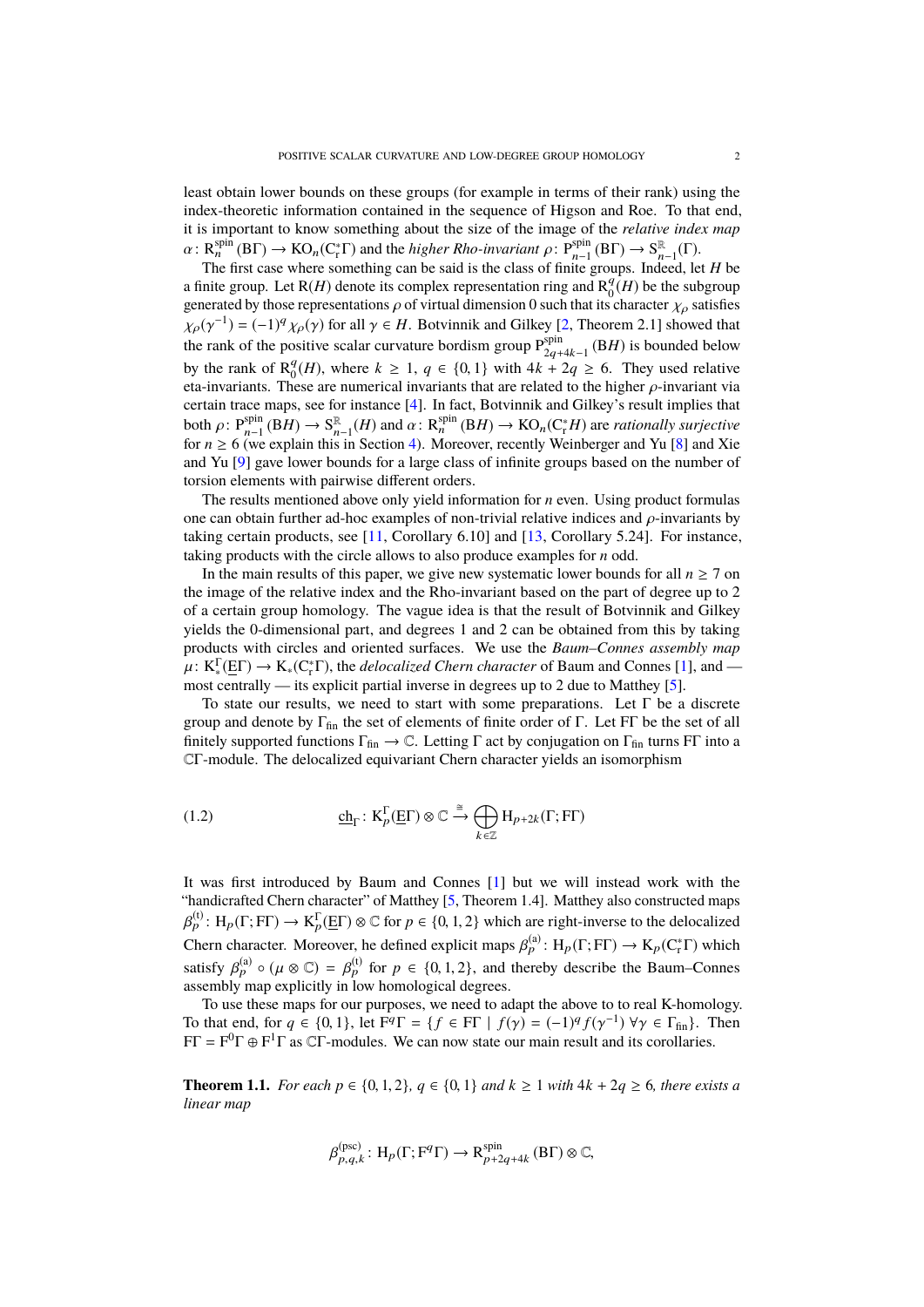least obtain lower bounds on these groups (for example in terms of their rank) using the index-theoretic information contained in the sequence of Higson and Roe. To that end, it is important to know something about the size of the image of the *relative index map* $\alpha\colon \mathrm{R}^{\mathrm{spin}}_n(\mathrm{B}\Gamma) \to \mathrm{KO}_n(\mathrm{C}^*_{\mathrm{r}}\Gamma)$ and the *higher Rho-invariant* $\rho\colon \mathrm{P}^{\mathrm{spin}}_{n-1}(\mathrm{B}\Gamma) \to \mathrm{S}^{\mathbb{R}}_{n-1}(\Gamma)$.

The first case where something can be said is the class of finite groups. Indeed, let $H$ be a finite group. Let $\mathrm{R}(H)$ denote its complex representation ring and $\mathrm{R}^q_0(H)$ be the subgroup generated by those representations $\rho$ of virtual dimension 0 such that its character $\chi_\rho$ satisfies $\chi_\rho(\gamma^{-1}) = (-1)^q \chi_\rho(\gamma)$ for all $\gamma \in H$. Botvinnik and Gilkey [2, Theorem 2.1] showed that the rank of the positive scalar curvature bordism group $\mathrm{P}^{\mathrm{spin}}_{2q+4k-1}(\mathrm{B}H)$ is bounded below by the rank of $\mathrm{R}^q_0(H)$, where $k \geq 1$, $q \in \{0,1\}$ with $4k + 2q \geq 6$. They used relative eta-invariants. These are numerical invariants that are related to the higher $\rho$-invariant via certain trace maps, see for instance [4]. In fact, Botvinnik and Gilkey's result implies that both $\rho\colon \mathrm{P}^{\mathrm{spin}}_{n-1}(\mathrm{B}H) \to \mathrm{S}^{\mathbb{R}}_{n-1}(H)$ and $\alpha\colon \mathrm{R}^{\mathrm{spin}}_n(\mathrm{B}H) \to \mathrm{KO}_n(\mathrm{C}^*_{\mathrm{r}}H)$ are *rationally surjective* for $n \geq 6$ (we explain this in Section 4). Moreover, recently Weinberger and Yu [8] and Xie and Yu [9] gave lower bounds for a large class of infinite groups based on the number of torsion elements with pairwise different orders.

The results mentioned above only yield information for $n$ even. Using product formulas one can obtain further ad-hoc examples of non-trivial relative indices and $\rho$-invariants by taking certain products, see [11, Corollary 6.10] and [13, Corollary 5.24]. For instance, taking products with the circle allows to also produce examples for $n$ odd.

In the main results of this paper, we give new systematic lower bounds for all $n \geq 7$ on the image of the relative index and the Rho-invariant based on the part of degree up to 2 of a certain group homology. The vague idea is that the result of Botvinnik and Gilkey yields the 0-dimensional part, and degrees 1 and 2 can be obtained from this by taking products with circles and oriented surfaces. We use the *Baum–Connes assembly map* $\mu\colon \mathrm{K}^\Gamma_*(\underline{\mathrm{E}}\Gamma) \to \mathrm{K}_*(\mathrm{C}^*_{\mathrm{r}}\Gamma)$, the *delocalized Chern character* of Baum and Connes [1], and — most centrally — its explicit partial inverse in degrees up to 2 due to Matthey [5].

To state our results, we need to start with some preparations. Let $\Gamma$ be a discrete group and denote by $\Gamma_{\mathrm{fin}}$ the set of elements of finite order of $\Gamma$. Let $\mathrm{F}\Gamma$ be the set of all finitely supported functions $\Gamma_{\mathrm{fin}} \to \mathbb{C}$. Letting $\Gamma$ act by conjugation on $\Gamma_{\mathrm{fin}}$ turns $\mathrm{F}\Gamma$ into a $\mathbb{C}\Gamma$-module. The delocalized equivariant Chern character yields an isomorphism

$$\underline{\mathrm{ch}}_\Gamma\colon \mathrm{K}^\Gamma_p(\underline{\mathrm{E}}\Gamma) \otimes \mathbb{C} \xrightarrow{\cong} \bigoplus_{k\in\mathbb{Z}} \mathrm{H}_{p+2k}(\Gamma; \mathrm{F}\Gamma) \tag{1.2}$$

It was first introduced by Baum and Connes [1] but we will instead work with the "handicrafted Chern character" of Matthey [5, Theorem 1.4]. Matthey also constructed maps $\beta^{(\mathrm{t})}_p\colon \mathrm{H}_p(\Gamma; \mathrm{F}\Gamma) \to \mathrm{K}^\Gamma_p(\underline{\mathrm{E}}\Gamma) \otimes \mathbb{C}$ for $p \in \{0,1,2\}$ which are right-inverse to the delocalized Chern character. Moreover, he defined explicit maps $\beta^{(\mathrm{a})}_p\colon \mathrm{H}_p(\Gamma; \mathrm{F}\Gamma) \to \mathrm{K}_p(\mathrm{C}^*_{\mathrm{r}}\Gamma)$ which satisfy $\beta^{(\mathrm{a})}_p \circ (\mu \otimes \mathbb{C}) = \beta^{(\mathrm{t})}_p$ for $p \in \{0,1,2\}$, and thereby describe the Baum–Connes assembly map explicitly in low homological degrees.

To use these maps for our purposes, we need to adapt the above to to real K-homology. To that end, for $q \in \{0,1\}$, let $\mathrm{F}^q\Gamma = \{f \in \mathrm{F}\Gamma \mid f(\gamma) = (-1)^q f(\gamma^{-1})\ \forall \gamma \in \Gamma_{\mathrm{fin}}\}$. Then $\mathrm{F}\Gamma = \mathrm{F}^0\Gamma \oplus \mathrm{F}^1\Gamma$ as $\mathbb{C}\Gamma$-modules. We can now state our main result and its corollaries.

**Theorem 1.1.** *For each $p \in \{0,1,2\}$, $q \in \{0,1\}$ and $k \geq 1$ with $4k + 2q \geq 6$, there exists a linear map*

$$\beta^{(\mathrm{psc})}_{p,q,k}\colon \mathrm{H}_p(\Gamma; \mathrm{F}^q\Gamma) \to \mathrm{R}^{\mathrm{spin}}_{p+2q+4k}(\mathrm{B}\Gamma) \otimes \mathbb{C},$$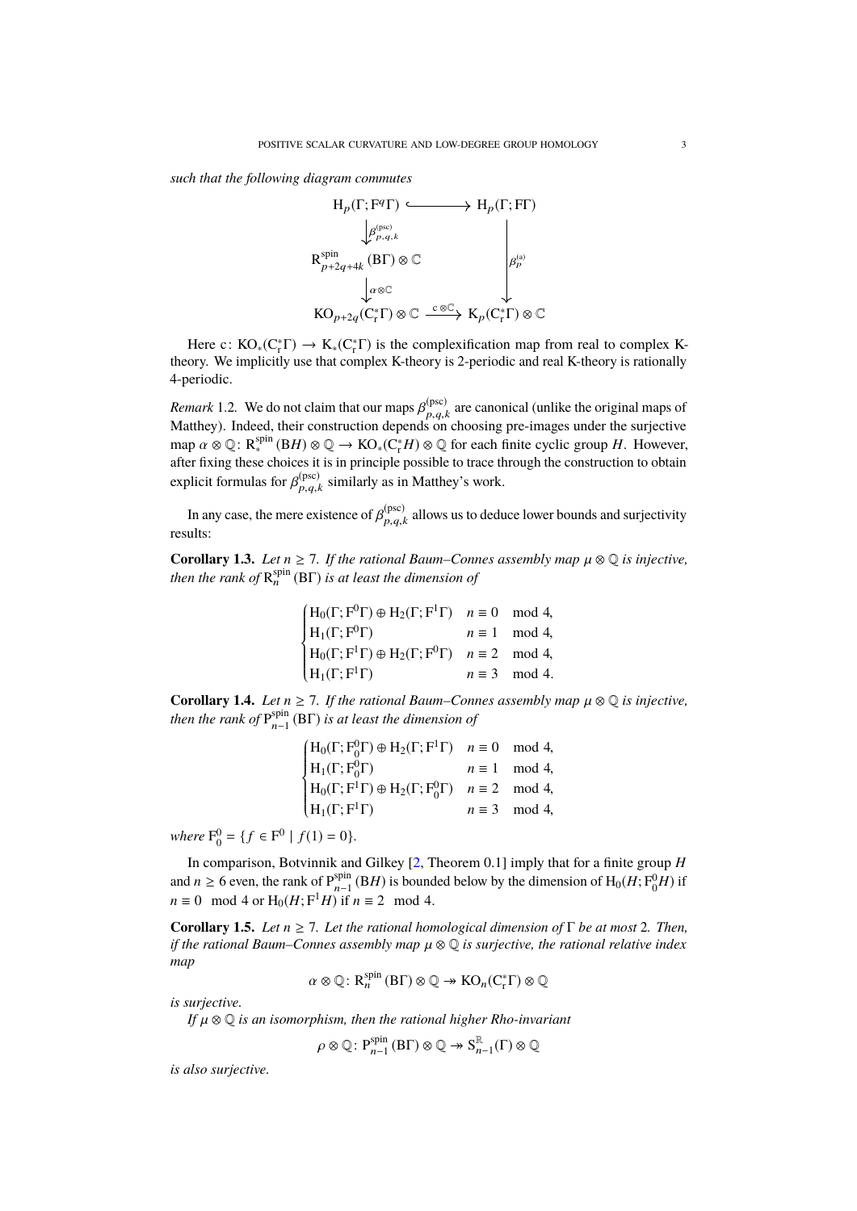*such that the following diagram commutes*

$$
\begin{array}{ccc}
\mathrm{H}_p(\Gamma;\mathrm{F}^q\Gamma) & \hookrightarrow & \mathrm{H}_p(\Gamma;\mathrm{F}\Gamma) \\
\downarrow \beta^{(\mathrm{psc})}_{p,q,k} & & \\
\mathrm{R}^{\mathrm{spin}}_{p+2q+4k}(\mathrm{B}\Gamma)\otimes\mathbb{C} & & \downarrow \beta^{(\mathrm{a})}_p \\
\downarrow \alpha\otimes\mathbb{C} & & \\
\mathrm{KO}_{p+2q}(\mathrm{C}^*_{\mathrm{r}}\Gamma)\otimes\mathbb{C} & \xrightarrow{\mathrm{c}\otimes\mathbb{C}} & \mathrm{K}_p(\mathrm{C}^*_{\mathrm{r}}\Gamma)\otimes\mathbb{C}
\end{array}
$$

Here $\mathrm{c}\colon \mathrm{KO}_*(\mathrm{C}^*_{\mathrm{r}}\Gamma) \to \mathrm{K}_*(\mathrm{C}^*_{\mathrm{r}}\Gamma)$ is the complexification map from real to complex K-theory. We implicitly use that complex K-theory is 2-periodic and real K-theory is rationally 4-periodic.

*Remark* 1.2*.* We do not claim that our maps $\beta^{(\mathrm{psc})}_{p,q,k}$ are canonical (unlike the original maps of Matthey). Indeed, their construction depends on choosing pre-images under the surjective map $\alpha\otimes\mathbb{Q}\colon \mathrm{R}^{\mathrm{spin}}_*(\mathrm{B}H)\otimes\mathbb{Q} \to \mathrm{KO}_*(\mathrm{C}^*_{\mathrm{r}}H)\otimes\mathbb{Q}$ for each finite cyclic group $H$. However, after fixing these choices it is in principle possible to trace through the construction to obtain explicit formulas for $\beta^{(\mathrm{psc})}_{p,q,k}$ similarly as in Matthey's work.

In any case, the mere existence of $\beta^{(\mathrm{psc})}_{p,q,k}$ allows us to deduce lower bounds and surjectivity results:

**Corollary 1.3.** *Let $n \geq 7$. If the rational Baum–Connes assembly map $\mu\otimes\mathbb{Q}$ is injective, then the rank of $\mathrm{R}^{\mathrm{spin}}_n(\mathrm{B}\Gamma)$ is at least the dimension of*

$$
\begin{cases}
\mathrm{H}_0(\Gamma;\mathrm{F}^0\Gamma)\oplus\mathrm{H}_2(\Gamma;\mathrm{F}^1\Gamma) & n\equiv 0 \mod 4,\\
\mathrm{H}_1(\Gamma;\mathrm{F}^0\Gamma) & n\equiv 1 \mod 4,\\
\mathrm{H}_0(\Gamma;\mathrm{F}^1\Gamma)\oplus\mathrm{H}_2(\Gamma;\mathrm{F}^0\Gamma) & n\equiv 2 \mod 4,\\
\mathrm{H}_1(\Gamma;\mathrm{F}^1\Gamma) & n\equiv 3 \mod 4.
\end{cases}
$$

**Corollary 1.4.** *Let $n \geq 7$. If the rational Baum–Connes assembly map $\mu\otimes\mathbb{Q}$ is injective, then the rank of $\mathrm{P}^{\mathrm{spin}}_{n-1}(\mathrm{B}\Gamma)$ is at least the dimension of*

$$
\begin{cases}
\mathrm{H}_0(\Gamma;\mathrm{F}^0_0\Gamma)\oplus\mathrm{H}_2(\Gamma;\mathrm{F}^1\Gamma) & n\equiv 0 \mod 4,\\
\mathrm{H}_1(\Gamma;\mathrm{F}^0_0\Gamma) & n\equiv 1 \mod 4,\\
\mathrm{H}_0(\Gamma;\mathrm{F}^1\Gamma)\oplus\mathrm{H}_2(\Gamma;\mathrm{F}^0_0\Gamma) & n\equiv 2 \mod 4,\\
\mathrm{H}_1(\Gamma;\mathrm{F}^1\Gamma) & n\equiv 3 \mod 4,
\end{cases}
$$

*where $\mathrm{F}^0_0 = \{f\in\mathrm{F}^0 \mid f(1)=0\}$.*

In comparison, Botvinnik and Gilkey [2, Theorem 0.1] imply that for a finite group $H$ and $n\geq 6$ even, the rank of $\mathrm{P}^{\mathrm{spin}}_{n-1}(\mathrm{B}H)$ is bounded below by the dimension of $\mathrm{H}_0(H;\mathrm{F}^0_0H)$ if $n\equiv 0 \mod 4$ or $\mathrm{H}_0(H;\mathrm{F}^1H)$ if $n\equiv 2 \mod 4$.

**Corollary 1.5.** *Let $n\geq 7$. Let the rational homological dimension of $\Gamma$ be at most 2. Then, if the rational Baum–Connes assembly map $\mu\otimes\mathbb{Q}$ is surjective, the rational relative index map*

$$\alpha\otimes\mathbb{Q}\colon \mathrm{R}^{\mathrm{spin}}_n(\mathrm{B}\Gamma)\otimes\mathbb{Q} \twoheadrightarrow \mathrm{KO}_n(\mathrm{C}^*_{\mathrm{r}}\Gamma)\otimes\mathbb{Q}$$

*is surjective.*

*If $\mu\otimes\mathbb{Q}$ is an isomorphism, then the rational higher Rho-invariant*

$$\rho\otimes\mathbb{Q}\colon \mathrm{P}^{\mathrm{spin}}_{n-1}(\mathrm{B}\Gamma)\otimes\mathbb{Q} \twoheadrightarrow \mathrm{S}^{\mathbb{R}}_{n-1}(\Gamma)\otimes\mathbb{Q}$$

*is also surjective.*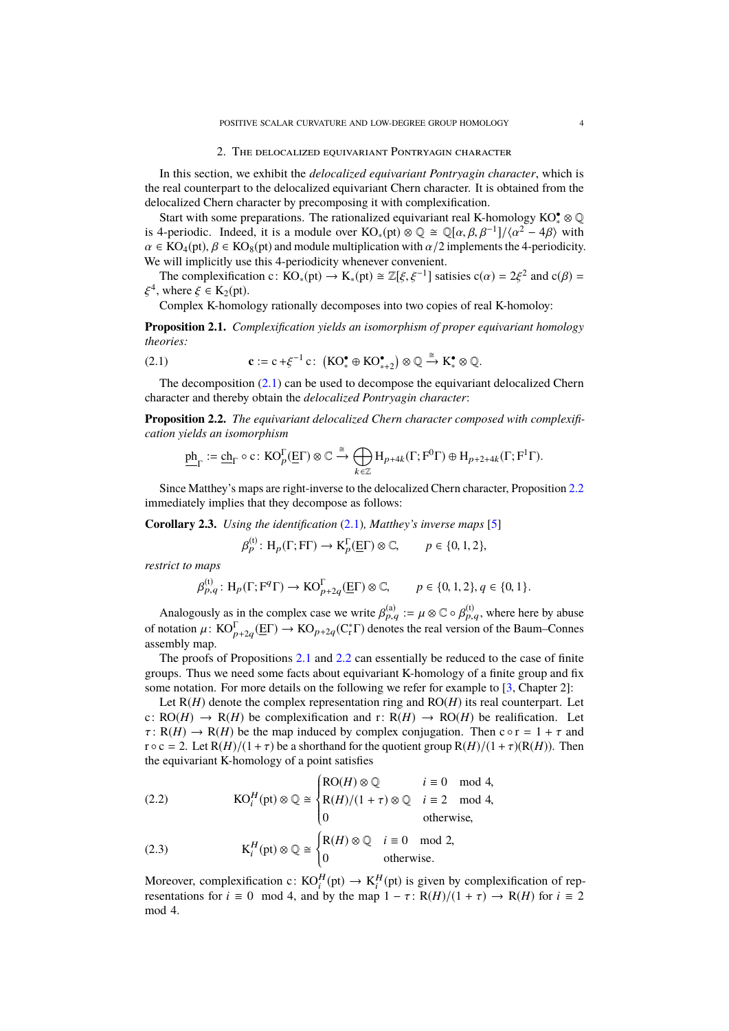## 2. The delocalized equivariant Pontryagin character

In this section, we exhibit the *delocalized equivariant Pontryagin character*, which is the real counterpart to the delocalized equivariant Chern character. It is obtained from the delocalized Chern character by precomposing it with complexification.

Start with some preparations. The rationalized equivariant real K-homology $\mathrm{KO}_*^\bullet \otimes \mathbb{Q}$ is 4-periodic. Indeed, it is a module over $\mathrm{KO}_*(\mathrm{pt}) \otimes \mathbb{Q} \cong \mathbb{Q}[\alpha, \beta, \beta^{-1}]/\langle \alpha^2 - 4\beta \rangle$ with $\alpha \in \mathrm{KO}_4(\mathrm{pt})$, $\beta \in \mathrm{KO}_8(\mathrm{pt})$ and module multiplication with $\alpha/2$ implements the 4-periodicity. We will implicitly use this 4-periodicity whenever convenient.

The complexification $\mathrm{c}\colon \mathrm{KO}_*(\mathrm{pt}) \to \mathrm{K}_*(\mathrm{pt}) \cong \mathbb{Z}[\xi, \xi^{-1}]$ satisies $\mathrm{c}(\alpha) = 2\xi^2$ and $\mathrm{c}(\beta) = \xi^4$, where $\xi \in \mathrm{K}_2(\mathrm{pt})$.

Complex K-homology rationally decomposes into two copies of real K-homoloy:

**Proposition 2.1.** *Complexification yields an isomorphism of proper equivariant homology theories:*

$$\mathbf{c} := \mathrm{c} + \xi^{-1}\,\mathrm{c}\colon \left(\mathrm{KO}_*^\bullet \oplus \mathrm{KO}_{*+2}^\bullet\right) \otimes \mathbb{Q} \xrightarrow{\cong} \mathrm{K}_*^\bullet \otimes \mathbb{Q}. \tag{2.1}$$

The decomposition (2.1) can be used to decompose the equivariant delocalized Chern character and thereby obtain the *delocalized Pontryagin character*:

**Proposition 2.2.** *The equivariant delocalized Chern character composed with complexification yields an isomorphism*

$$\underline{\mathrm{ph}}_\Gamma := \underline{\mathrm{ch}}_\Gamma \circ \mathbf{c}\colon \mathrm{KO}_p^\Gamma(\underline{E}\Gamma) \otimes \mathbb{C} \xrightarrow{\cong} \bigoplus_{k \in \mathbb{Z}} \mathrm{H}_{p+4k}(\Gamma; \mathrm{F}^0\Gamma) \oplus \mathrm{H}_{p+2+4k}(\Gamma; \mathrm{F}^1\Gamma).$$

Since Matthey's maps are right-inverse to the delocalized Chern character, Proposition 2.2 immediately implies that they decompose as follows:

**Corollary 2.3.** *Using the identification* (2.1)*, Matthey's inverse maps* [5]

$$\beta_p^{(\mathrm{t})}\colon \mathrm{H}_p(\Gamma; \mathrm{F}\Gamma) \to \mathrm{K}_p^\Gamma(\underline{E}\Gamma) \otimes \mathbb{C}, \qquad p \in \{0,1,2\},$$

*restrict to maps*

$$\beta_{p,q}^{(\mathrm{t})}\colon \mathrm{H}_p(\Gamma; \mathrm{F}^q\Gamma) \to \mathrm{KO}_{p+2q}^\Gamma(\underline{E}\Gamma) \otimes \mathbb{C}, \qquad p \in \{0,1,2\}, q \in \{0,1\}.$$

Analogously as in the complex case we write $\beta_{p,q}^{(\mathrm{a})} := \mu \otimes \mathbb{C} \circ \beta_{p,q}^{(\mathrm{t})}$, where here by abuse of notation $\mu\colon \mathrm{KO}_{p+2q}^\Gamma(\underline{E}\Gamma) \to \mathrm{KO}_{p+2q}(\mathrm{C}_\mathrm{r}^*\Gamma)$ denotes the real version of the Baum–Connes assembly map.

The proofs of Propositions 2.1 and 2.2 can essentially be reduced to the case of finite groups. Thus we need some facts about equivariant K-homology of a finite group and fix some notation. For more details on the following we refer for example to [3, Chapter 2]:

Let $\mathrm{R}(H)$ denote the complex representation ring and $\mathrm{RO}(H)$ its real counterpart. Let $\mathrm{c}\colon \mathrm{RO}(H) \to \mathrm{R}(H)$ be complexification and $\mathrm{r}\colon \mathrm{R}(H) \to \mathrm{RO}(H)$ be realification. Let $\tau\colon \mathrm{R}(H) \to \mathrm{R}(H)$ be the map induced by complex conjugation. Then $\mathrm{c} \circ \mathrm{r} = 1 + \tau$ and $\mathrm{r} \circ \mathrm{c} = 2$. Let $\mathrm{R}(H)/(1+\tau)$ be a shorthand for the quotient group $\mathrm{R}(H)/(1+\tau)(\mathrm{R}(H))$. Then the equivariant K-homology of a point satisfies

$$\mathrm{KO}_i^H(\mathrm{pt}) \otimes \mathbb{Q} \cong \begin{cases} \mathrm{RO}(H) \otimes \mathbb{Q} & i \equiv 0 \mod 4, \\ \mathrm{R}(H)/(1+\tau) \otimes \mathbb{Q} & i \equiv 2 \mod 4, \\ 0 & \text{otherwise}, \end{cases} \tag{2.2}$$

$$\mathrm{K}_i^H(\mathrm{pt}) \otimes \mathbb{Q} \cong \begin{cases} \mathrm{R}(H) \otimes \mathbb{Q} & i \equiv 0 \mod 2, \\ 0 & \text{otherwise}. \end{cases} \tag{2.3}$$

Moreover, complexification $\mathrm{c}\colon \mathrm{KO}_i^H(\mathrm{pt}) \to \mathrm{K}_i^H(\mathrm{pt})$ is given by complexification of representations for $i \equiv 0 \mod 4$, and by the map $1 - \tau\colon \mathrm{R}(H)/(1+\tau) \to \mathrm{R}(H)$ for $i \equiv 2 \mod 4$.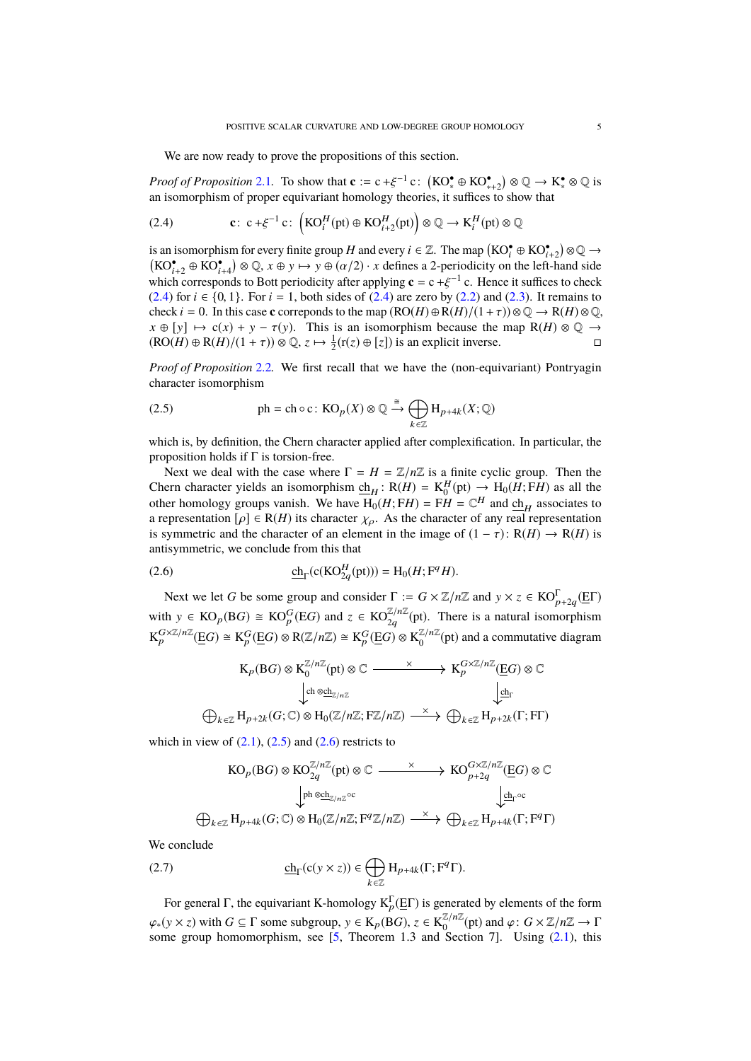We are now ready to prove the propositions of this section.

*Proof of Proposition* 2.1. To show that $\mathbf{c} := \mathrm{c} + \xi^{-1}\,\mathrm{c}\colon \left(\mathrm{KO}^\bullet_* \oplus \mathrm{KO}^\bullet_{*+2}\right) \otimes \mathbb{Q} \to \mathrm{K}^\bullet_* \otimes \mathbb{Q}$ is an isomorphism of proper equivariant homology theories, it suffices to show that

$$\mathbf{c}\colon\ \mathrm{c} + \xi^{-1}\,\mathrm{c}\colon\ \left(\mathrm{KO}^H_i(\mathrm{pt}) \oplus \mathrm{KO}^H_{i+2}(\mathrm{pt})\right) \otimes \mathbb{Q} \to \mathrm{K}^H_i(\mathrm{pt}) \otimes \mathbb{Q} \tag{2.4}$$

is an isomorphism for every finite group $H$ and every $i \in \mathbb{Z}$. The map $\left(\mathrm{KO}^\bullet_i \oplus \mathrm{KO}^\bullet_{i+2}\right) \otimes \mathbb{Q} \to \left(\mathrm{KO}^\bullet_{i+2} \oplus \mathrm{KO}^\bullet_{i+4}\right) \otimes \mathbb{Q}$, $x \oplus y \mapsto y \oplus (\alpha/2)\cdot x$ defines a 2-periodicity on the left-hand side which corresponds to Bott periodicity after applying $\mathbf{c} = \mathrm{c} + \xi^{-1}\,\mathrm{c}$. Hence it suffices to check (2.4) for $i \in \{0, 1\}$. For $i = 1$, both sides of (2.4) are zero by (2.2) and (2.3). It remains to check $i = 0$. In this case $\mathbf{c}$ correponds to the map $(\mathrm{RO}(H) \oplus \mathrm{R}(H)/(1+\tau)) \otimes \mathbb{Q} \to \mathrm{R}(H) \otimes \mathbb{Q}$, $x \oplus [y] \mapsto \mathrm{c}(x) + y - \tau(y)$. This is an isomorphism because the map $\mathrm{R}(H) \otimes \mathbb{Q} \to (\mathrm{RO}(H) \oplus \mathrm{R}(H)/(1+\tau)) \otimes \mathbb{Q}$, $z \mapsto \frac{1}{2}(\mathrm{r}(z) \oplus [z])$ is an explicit inverse. □

*Proof of Proposition* 2.2. We first recall that we have the (non-equivariant) Pontryagin character isomorphism

$$\mathrm{ph} = \mathrm{ch} \circ \mathrm{c}\colon \mathrm{KO}_p(X) \otimes \mathbb{Q} \xrightarrow{\cong} \bigoplus_{k \in \mathbb{Z}} \mathrm{H}_{p+4k}(X; \mathbb{Q}) \tag{2.5}$$

which is, by definition, the Chern character applied after complexification. In particular, the proposition holds if $\Gamma$ is torsion-free.

Next we deal with the case where $\Gamma = H = \mathbb{Z}/n\mathbb{Z}$ is a finite cyclic group. Then the Chern character yields an isomorphism $\underline{\mathrm{ch}}_H\colon \mathrm{R}(H) = \mathrm{K}^H_0(\mathrm{pt}) \to \mathrm{H}_0(H; \mathrm{F}H)$ as all the other homology groups vanish. We have $\mathrm{H}_0(H; \mathrm{F}H) = \mathrm{F}H = \mathbb{C}^H$ and $\underline{\mathrm{ch}}_H$ associates to a representation $[\rho] \in \mathrm{R}(H)$ its character $\chi_\rho$. As the character of any real representation is symmetric and the character of an element in the image of $(1-\tau)\colon \mathrm{R}(H) \to \mathrm{R}(H)$ is antisymmetric, we conclude from this that

$$\underline{\mathrm{ch}}_\Gamma(\mathrm{c}(\mathrm{KO}^H_{2q}(\mathrm{pt}))) = \mathrm{H}_0(H; \mathrm{F}^q H). \tag{2.6}$$

Next we let $G$ be some group and consider $\Gamma := G \times \mathbb{Z}/n\mathbb{Z}$ and $y \times z \in \mathrm{KO}^\Gamma_{p+2q}(\underline{\mathrm{E}}\Gamma)$ with $y \in \mathrm{KO}_p(\mathrm{B}G) \cong \mathrm{KO}^G_p(\mathrm{E}G)$ and $z \in \mathrm{KO}^{\mathbb{Z}/n\mathbb{Z}}_{2q}(\mathrm{pt})$. There is a natural isomorphism $\mathrm{K}^{G\times\mathbb{Z}/n\mathbb{Z}}_p(\underline{\mathrm{E}}G) \cong \mathrm{K}^G_p(\underline{\mathrm{E}}G) \otimes \mathrm{R}(\mathbb{Z}/n\mathbb{Z}) \cong \mathrm{K}^G_p(\underline{\mathrm{E}}G) \otimes \mathrm{K}^{\mathbb{Z}/n\mathbb{Z}}_0(\mathrm{pt})$ and a commutative diagram

$$\begin{array}{ccc}
\mathrm{K}_p(\mathrm{B}G) \otimes \mathrm{K}^{\mathbb{Z}/n\mathbb{Z}}_0(\mathrm{pt}) \otimes \mathbb{C} & \xrightarrow{\quad\times\quad} & \mathrm{K}^{G\times\mathbb{Z}/n\mathbb{Z}}_p(\underline{\mathrm{E}}G) \otimes \mathbb{C} \\
\Big\downarrow{\scriptstyle \mathrm{ch}\,\otimes\,\underline{\mathrm{ch}}_{\mathbb{Z}/n\mathbb{Z}}} & & \Big\downarrow{\scriptstyle \underline{\mathrm{ch}}_\Gamma} \\
\bigoplus_{k\in\mathbb{Z}} \mathrm{H}_{p+2k}(G;\mathbb{C}) \otimes \mathrm{H}_0(\mathbb{Z}/n\mathbb{Z}; \mathrm{F}\mathbb{Z}/n\mathbb{Z}) & \xrightarrow{\quad\times\quad} & \bigoplus_{k\in\mathbb{Z}} \mathrm{H}_{p+2k}(\Gamma; \mathrm{F}\Gamma)
\end{array}$$

which in view of (2.1), (2.5) and (2.6) restricts to

$$\begin{array}{ccc}
\mathrm{KO}_p(\mathrm{B}G) \otimes \mathrm{KO}^{\mathbb{Z}/n\mathbb{Z}}_{2q}(\mathrm{pt}) \otimes \mathbb{C} & \xrightarrow{\quad\times\quad} & \mathrm{KO}^{G\times\mathbb{Z}/n\mathbb{Z}}_{p+2q}(\underline{\mathrm{E}}G) \otimes \mathbb{C} \\
\Big\downarrow{\scriptstyle \mathrm{ph}\,\otimes\,\underline{\mathrm{ch}}_{\mathbb{Z}/n\mathbb{Z}}\circ\mathrm{c}} & & \Big\downarrow{\scriptstyle \underline{\mathrm{ch}}_\Gamma\circ\mathrm{c}} \\
\bigoplus_{k\in\mathbb{Z}} \mathrm{H}_{p+4k}(G;\mathbb{C}) \otimes \mathrm{H}_0(\mathbb{Z}/n\mathbb{Z}; \mathrm{F}^q\mathbb{Z}/n\mathbb{Z}) & \xrightarrow{\quad\times\quad} & \bigoplus_{k\in\mathbb{Z}} \mathrm{H}_{p+4k}(\Gamma; \mathrm{F}^q\Gamma)
\end{array}$$

We conclude

$$\underline{\mathrm{ch}}_\Gamma(\mathrm{c}(y \times z)) \in \bigoplus_{k\in\mathbb{Z}} \mathrm{H}_{p+4k}(\Gamma; \mathrm{F}^q\Gamma). \tag{2.7}$$

For general $\Gamma$, the equivariant K-homology $\mathrm{K}^\Gamma_p(\underline{\mathrm{E}}\Gamma)$ is generated by elements of the form $\varphi_*(y \times z)$ with $G \subseteq \Gamma$ some subgroup, $y \in \mathrm{K}_p(\mathrm{B}G)$, $z \in \mathrm{K}^{\mathbb{Z}/n\mathbb{Z}}_0(\mathrm{pt})$ and $\varphi\colon G \times \mathbb{Z}/n\mathbb{Z} \to \Gamma$ some group homomorphism, see [5, Theorem 1.3 and Section 7]. Using (2.1), this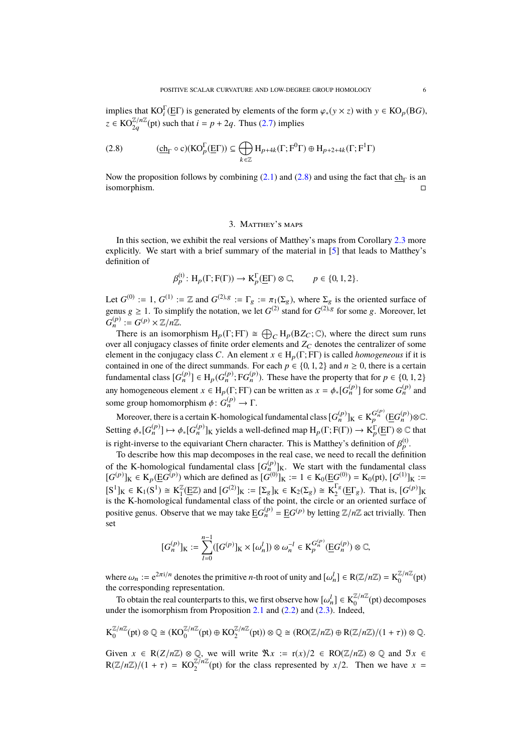implies that $\mathrm{KO}_i^\Gamma(\underline{\mathrm{E}}\Gamma)$ is generated by elements of the form $\varphi_*(y \times z)$ with $y \in \mathrm{KO}_p(\mathrm{B}G)$, $z \in \mathrm{KO}_{2q}^{\mathbb{Z}/n\mathbb{Z}}(\mathrm{pt})$ such that $i = p + 2q$. Thus (2.7) implies

$$(\underline{\mathrm{ch}}_\Gamma \circ \mathrm{c})(\mathrm{KO}_p^\Gamma(\underline{\mathrm{E}}\Gamma)) \subseteq \bigoplus_{k\in\mathbb{Z}} \mathrm{H}_{p+4k}(\Gamma; \mathrm{F}^0\Gamma) \oplus \mathrm{H}_{p+2+4k}(\Gamma; \mathrm{F}^1\Gamma) \tag{2.8}$$

Now the proposition follows by combining (2.1) and (2.8) and using the fact that $\underline{\mathrm{ch}}_\Gamma$ is an isomorphism. $\square$

## 3. Matthey's maps

In this section, we exhibit the real versions of Matthey's maps from Corollary 2.3 more explicitly. We start with a brief summary of the material in [5] that leads to Matthey's definition of

$$\beta_p^{(\mathrm{t})}\colon \mathrm{H}_p(\Gamma; \mathrm{F}(\Gamma)) \to \mathrm{K}_p^\Gamma(\underline{\mathrm{E}}\Gamma) \otimes \mathbb{C}, \qquad p \in \{0, 1, 2\}.$$

Let $G^{(0)} := 1$, $G^{(1)} := \mathbb{Z}$ and $G^{(2),g} := \Gamma_g := \pi_1(\Sigma_g)$, where $\Sigma_g$ is the oriented surface of genus $g \geq 1$. To simplify the notation, we let $G^{(2)}$ stand for $G^{(2),g}$ for some $g$. Moreover, let $G_n^{(p)} := G^{(p)} \times \mathbb{Z}/n\mathbb{Z}$.

There is an isomorphism $\mathrm{H}_p(\Gamma; \mathrm{F}\Gamma) \cong \bigoplus_C \mathrm{H}_p(\mathrm{B}Z_C; \mathbb{C})$, where the direct sum runs over all conjugacy classes of finite order elements and $Z_C$ denotes the centralizer of some element in the conjugacy class $C$. An element $x \in \mathrm{H}_p(\Gamma; \mathrm{F}\Gamma)$ is called *homogeneous* if it is contained in one of the direct summands. For each $p \in \{0, 1, 2\}$ and $n \geq 0$, there is a certain fundamental class $[G_n^{(p)}] \in \mathrm{H}_p(G_n^{(p)}; \mathrm{F}G_n^{(p)})$. These have the property that for $p \in \{0, 1, 2\}$ any homogeneous element $x \in \mathrm{H}_p(\Gamma; \mathrm{F}\Gamma)$ can be written as $x = \phi_*[G_n^{(p)}]$ for some $G_n^{(p)}$ and some group homomorphism $\phi\colon G_n^{(p)} \to \Gamma$.

Moreover, there is a certain K-homological fundamental class $[G_n^{(p)}]_\mathrm{K} \in \mathrm{K}_p^{G_n^{(p)}}(\underline{\mathrm{E}}G_n^{(p)}) \otimes \mathbb{C}$. Setting $\phi_*[G_n^{(p)}] \mapsto \phi_*[G_n^{(p)}]_\mathrm{K}$ yields a well-defined map $\mathrm{H}_p(\Gamma; \mathrm{F}(\Gamma)) \to \mathrm{K}_p^\Gamma(\underline{\mathrm{E}}\Gamma) \otimes \mathbb{C}$ that is right-inverse to the equivariant Chern character. This is Matthey's definition of $\beta_p^{(\mathrm{t})}$.

To describe how this map decomposes in the real case, we need to recall the definition of the K-homological fundamental class $[G_n^{(p)}]_\mathrm{K}$. We start with the fundamental class $[G^{(p)}]_\mathrm{K} \in \mathrm{K}_p(\underline{\mathrm{E}}G^{(p)})$ which are defined as $[G^{(0)}]_\mathrm{K} := 1 \in \mathrm{K}_0(\underline{\mathrm{E}}G^{(0)}) = \mathrm{K}_0(\mathrm{pt})$, $[G^{(1)}]_\mathrm{K} := [\mathrm{S}^1]_\mathrm{K} \in \mathrm{K}_1(\mathrm{S}^1) \cong \mathrm{K}_1^\mathbb{Z}(\underline{\mathrm{E}}\mathbb{Z})$ and $[G^{(2)}]_\mathrm{K} := [\Sigma_g]_\mathrm{K} \in \mathrm{K}_2(\Sigma_g) \cong \mathrm{K}_2^{\Gamma_g}(\underline{\mathrm{E}}\Gamma_g)$. That is, $[G^{(p)}]_\mathrm{K}$ is the K-homological fundamental class of the point, the circle or an oriented surface of positive genus. Observe that we may take $\underline{\mathrm{E}}G_n^{(p)} = \underline{\mathrm{E}}G^{(p)}$ by letting $\mathbb{Z}/n\mathbb{Z}$ act trivially. Then set

$$[G_n^{(p)}]_\mathrm{K} := \sum_{l=0}^{n-1} ([G^{(p)}]_\mathrm{K} \times [\omega_n^l]) \otimes \omega_n^{-l} \in \mathrm{K}_p^{G_n^{(p)}}(\underline{\mathrm{E}}G_n^{(p)}) \otimes \mathbb{C},$$

where $\omega_n := \mathrm{e}^{2\pi\mathrm{i}/n}$ denotes the primitive $n$-th root of unity and $[\omega_n^l] \in \mathrm{R}(\mathbb{Z}/n\mathbb{Z}) = \mathrm{K}_0^{\mathbb{Z}/n\mathbb{Z}}(\mathrm{pt})$ the corresponding representation.

To obtain the real counterparts to this, we first observe how $[\omega_n^l] \in \mathrm{K}_0^{\mathbb{Z}/n\mathbb{Z}}(\mathrm{pt})$ decomposes under the isomorphism from Proposition 2.1 and (2.2) and (2.3). Indeed,

$$\mathrm{K}_0^{\mathbb{Z}/n\mathbb{Z}}(\mathrm{pt}) \otimes \mathbb{Q} \cong (\mathrm{KO}_0^{\mathbb{Z}/n\mathbb{Z}}(\mathrm{pt}) \oplus \mathrm{KO}_2^{\mathbb{Z}/n\mathbb{Z}}(\mathrm{pt})) \otimes \mathbb{Q} \cong (\mathrm{RO}(\mathbb{Z}/n\mathbb{Z}) \oplus \mathrm{R}(\mathbb{Z}/n\mathbb{Z})/(1+\tau)) \otimes \mathbb{Q}.$$

Given $x \in \mathrm{R}(Z/n\mathbb{Z}) \otimes \mathbb{Q}$, we will write $\Re x := \mathrm{r}(x)/2 \in \mathrm{RO}(\mathbb{Z}/n\mathbb{Z}) \otimes \mathbb{Q}$ and $\Im x \in \mathrm{R}(\mathbb{Z}/n\mathbb{Z})/(1+\tau) = \mathrm{KO}_2^{\mathbb{Z}/n\mathbb{Z}}(\mathrm{pt})$ for the class represented by $x/2$. Then we have $x =$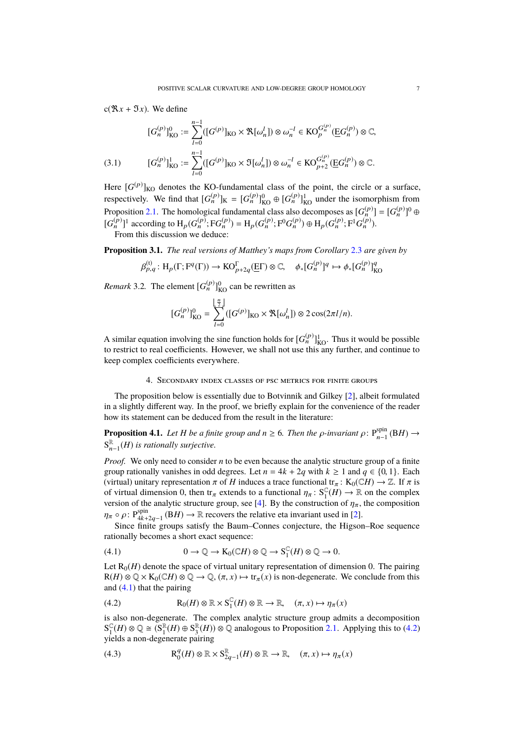$\mathrm{c}(\Re x + \Im x)$. We define

$$
\begin{aligned}
[G_n^{(p)}]^0_{\mathrm{KO}} &:= \sum_{l=0}^{n-1} ([G^{(p)}]_{\mathrm{KO}} \times \Re[\omega_n^l]) \otimes \omega_n^{-l} \in \mathrm{KO}_p^{G_n^{(p)}}(\underline{\mathrm{E}}G_n^{(p)}) \otimes \mathbb{C}, \\
[G_n^{(p)}]^1_{\mathrm{KO}} &:= \sum_{l=0}^{n-1} ([G^{(p)}]_{\mathrm{KO}} \times \Im[\omega_n^l]) \otimes \omega_n^{-l} \in \mathrm{KO}_{p+2}^{G_n^{(p)}}(\underline{\mathrm{E}}G_n^{(p)}) \otimes \mathbb{C}.
\end{aligned} \tag{3.1}
$$

Here $[G^{(p)}]_{\mathrm{KO}}$ denotes the KO-fundamental class of the point, the circle or a surface, respectively. We find that $[G_n^{(p)}]_{\mathrm{K}} = [G_n^{(p)}]^0_{\mathrm{KO}} \oplus [G_n^{(p)}]^1_{\mathrm{KO}}$ under the isomorphism from Proposition 2.1. The homological fundamental class also decomposes as $[G_n^{(p)}] = [G_n^{(p)}]^0 \oplus [G_n^{(p)}]^1$ according to $\mathrm{H}_p(G_n^{(p)}; \mathrm{F}G_n^{(p)}) = \mathrm{H}_p(G_n^{(p)}; \mathrm{F}^0 G_n^{(p)}) \oplus \mathrm{H}_p(G_n^{(p)}; \mathrm{F}^1 G_n^{(p)})$.

From this discussion we deduce:

**Proposition 3.1.** *The real versions of Matthey's maps from Corollary 2.3 are given by*

$$
\beta^{(\mathrm{t})}_{p,q} \colon \mathrm{H}_p(\Gamma; \mathrm{F}^q(\Gamma)) \to \mathrm{KO}^{\Gamma}_{p+2q}(\underline{\mathrm{E}}\Gamma) \otimes \mathbb{C}, \quad \phi_*[G_n^{(p)}]^q \mapsto \phi_*[G_n^{(p)}]^q_{\mathrm{KO}}
$$

*Remark* 3.2. The element $[G_n^{(p)}]^0_{\mathrm{KO}}$ can be rewritten as

$$
[G_n^{(p)}]^0_{\mathrm{KO}} = \sum_{l=0}^{\lfloor \frac{n}{2} \rfloor} ([G^{(p)}]_{\mathrm{KO}} \times \Re[\omega_n^l]) \otimes 2\cos(2\pi l/n).
$$

A similar equation involving the sine function holds for $[G_n^{(p)}]^1_{\mathrm{KO}}$. Thus it would be possible to restrict to real coefficients. However, we shall not use this any further, and continue to keep complex coefficients everywhere.

## 4. Secondary index classes of psc metrics for finite groups

The proposition below is essentially due to Botvinnik and Gilkey [2], albeit formulated in a slightly different way. In the proof, we briefly explain for the convenience of the reader how its statement can be deduced from the result in the literature:

**Proposition 4.1.** *Let $H$ be a finite group and $n \geq 6$. Then the $\rho$-invariant $\rho \colon \mathrm{P}^{\mathrm{spin}}_{n-1}(\mathrm{B}H) \to \mathrm{S}^{\mathbb{R}}_{n-1}(H)$ is rationally surjective.*

*Proof.* We only need to consider $n$ to be even because the analytic structure group of a finite group rationally vanishes in odd degrees. Let $n = 4k + 2q$ with $k \geq 1$ and $q \in \{0, 1\}$. Each (virtual) unitary representation $\pi$ of $H$ induces a trace functional $\mathrm{tr}_\pi \colon \mathrm{K}_0(\mathbb{C}H) \to \mathbb{Z}$. If $\pi$ is of virtual dimension 0, then $\mathrm{tr}_\pi$ extends to a functional $\eta_\pi \colon \mathrm{S}^{\mathbb{C}}_1(H) \to \mathbb{R}$ on the complex version of the analytic structure group, see [4]. By the construction of $\eta_\pi$, the composition $\eta_\pi \circ \rho \colon \mathrm{P}^{\mathrm{spin}}_{4k+2q-1}(\mathrm{B}H) \to \mathbb{R}$ recovers the relative eta invariant used in [2].

Since finite groups satisfy the Baum–Connes conjecture, the Higson–Roe sequence rationally becomes a short exact sequence:

$$
0 \to \mathbb{Q} \to \mathrm{K}_0(\mathbb{C}H) \otimes \mathbb{Q} \to \mathrm{S}^{\mathbb{C}}_1(H) \otimes \mathbb{Q} \to 0. \tag{4.1}
$$

Let $\mathrm{R}_0(H)$ denote the space of virtual unitary representation of dimension 0. The pairing $\mathrm{R}(H) \otimes \mathbb{Q} \times \mathrm{K}_0(\mathbb{C}H) \otimes \mathbb{Q} \to \mathbb{Q}$, $(\pi, x) \mapsto \mathrm{tr}_\pi(x)$ is non-degenerate. We conclude from this and (4.1) that the pairing

$$
\mathrm{R}_0(H) \otimes \mathbb{R} \times \mathrm{S}^{\mathbb{C}}_1(H) \otimes \mathbb{R} \to \mathbb{R}, \quad (\pi, x) \mapsto \eta_\pi(x) \tag{4.2}
$$

is also non-degenerate. The complex analytic structure group admits a decomposition $\mathrm{S}^{\mathbb{C}}_1(H) \otimes \mathbb{Q} \cong (\mathrm{S}^{\mathbb{R}}_1(H) \oplus \mathrm{S}^{\mathbb{R}}_3(H)) \otimes \mathbb{Q}$ analogous to Proposition 2.1. Applying this to (4.2) yields a non-degenerate pairing

$$
\mathrm{R}^q_0(H) \otimes \mathbb{R} \times \mathrm{S}^{\mathbb{R}}_{2q-1}(H) \otimes \mathbb{R} \to \mathbb{R}, \quad (\pi, x) \mapsto \eta_\pi(x) \tag{4.3}
$$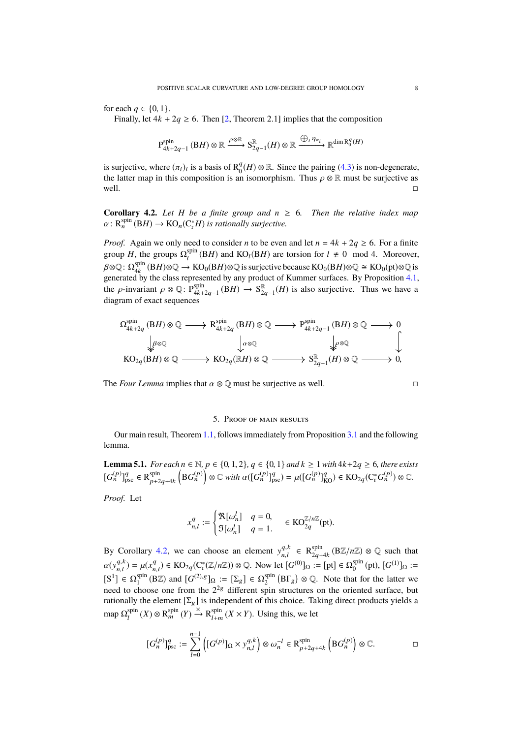for each $q \in \{0, 1\}$.

Finally, let $4k + 2q \geq 6$. Then [2, Theorem 2.1] implies that the composition

$$\mathrm{P}^{\mathrm{spin}}_{4k+2q-1}(\mathrm{B}H) \otimes \mathbb{R} \xrightarrow{\rho \otimes \mathbb{R}} \mathrm{S}^{\mathbb{R}}_{2q-1}(H) \otimes \mathbb{R} \xrightarrow{\bigoplus_i \eta_{\pi_i}} \mathbb{R}^{\dim \mathrm{R}^q_0(H)}$$

is surjective, where $(\pi_i)_i$ is a basis of $\mathrm{R}^q_0(H) \otimes \mathbb{R}$. Since the pairing (4.3) is non-degenerate, the latter map in this composition is an isomorphism. Thus $\rho \otimes \mathbb{R}$ must be surjective as well. ◻

**Corollary 4.2.** *Let $H$ be a finite group and $n \geq 6$. Then the relative index map $\alpha \colon \mathrm{R}^{\mathrm{spin}}_n(\mathrm{B}H) \to \mathrm{KO}_n(\mathrm{C}^*_{\mathrm{r}} H)$ is rationally surjective.*

*Proof.* Again we only need to consider $n$ to be even and let $n = 4k + 2q \geq 6$. For a finite group $H$, the groups $\Omega^{\mathrm{spin}}_l(\mathrm{B}H)$ and $\mathrm{KO}_l(\mathrm{B}H)$ are torsion for $l \not\equiv 0 \mod 4$. Moreover, $\beta \otimes \mathbb{Q} \colon \Omega^{\mathrm{spin}}_{4k}(\mathrm{B}H) \otimes \mathbb{Q} \to \mathrm{KO}_0(\mathrm{B}H) \otimes \mathbb{Q}$ is surjective because $\mathrm{KO}_0(\mathrm{B}H) \otimes \mathbb{Q} \cong \mathrm{KO}_0(\mathrm{pt}) \otimes \mathbb{Q}$ is generated by the class represented by any product of Kummer surfaces. By Proposition 4.1, the $\rho$-invariant $\rho \otimes \mathbb{Q} \colon \mathrm{P}^{\mathrm{spin}}_{4k+2q-1}(\mathrm{B}H) \to \mathrm{S}^{\mathbb{R}}_{2q-1}(H)$ is also surjective. Thus we have a diagram of exact sequences

$$\begin{array}{ccccccc}
\Omega^{\mathrm{spin}}_{4k+2q}(\mathrm{B}H) \otimes \mathbb{Q} & \longrightarrow & \mathrm{R}^{\mathrm{spin}}_{4k+2q}(\mathrm{B}H) \otimes \mathbb{Q} & \longrightarrow & \mathrm{P}^{\mathrm{spin}}_{4k+2q-1}(\mathrm{B}H) \otimes \mathbb{Q} & \longrightarrow & 0 \\
\downarrow \beta \otimes \mathbb{Q} & & \downarrow \alpha \otimes \mathbb{Q} & & \downarrow \rho \otimes \mathbb{Q} & & \downarrow \\
\mathrm{KO}_{2q}(\mathrm{B}H) \otimes \mathbb{Q} & \longrightarrow & \mathrm{KO}_{2q}(\mathbb{R}H) \otimes \mathbb{Q} & \longrightarrow & \mathrm{S}^{\mathbb{R}}_{2q-1}(H) \otimes \mathbb{Q} & \longrightarrow & 0,
\end{array}$$

The *Four Lemma* implies that $\alpha \otimes \mathbb{Q}$ must be surjective as well. ◻

## 5. Proof of main results

Our main result, Theorem 1.1, follows immediately from Proposition 3.1 and the following lemma.

**Lemma 5.1.** *For each $n \in \mathbb{N}$, $p \in \{0, 1, 2\}$, $q \in \{0, 1\}$ and $k \geq 1$ with $4k + 2q \geq 6$, there exists $[G^{(p)}_n]^q_{\mathrm{psc}} \in \mathrm{R}^{\mathrm{spin}}_{p+2q+4k}\left(\mathrm{B}G^{(p)}_n\right) \otimes \mathbb{C}$ with $\alpha([G^{(p)}_n]^q_{\mathrm{psc}}) = \mu([G^{(p)}_n]^q_{\mathrm{KO}}) \in \mathrm{KO}_{2q}(\mathrm{C}^*_{\mathrm{r}} G^{(p)}_n) \otimes \mathbb{C}$.*

*Proof.* Let

$$x^q_{n,l} := \begin{cases} \Re[\omega^l_n] & q = 0, \\ \Im[\omega^l_n] & q = 1. \end{cases} \in \mathrm{KO}^{\mathbb{Z}/n\mathbb{Z}}_{2q}(\mathrm{pt}).$$

By Corollary 4.2, we can choose an element $y^{q,k}_{n,l} \in \mathrm{R}^{\mathrm{spin}}_{2q+4k}(\mathrm{B}\mathbb{Z}/n\mathbb{Z}) \otimes \mathbb{Q}$ such that $\alpha(y^{q,k}_{n,l}) = \mu(x^q_{n,l}) \in \mathrm{KO}_{2q}(\mathrm{C}^*_{\mathrm{r}}(\mathbb{Z}/n\mathbb{Z})) \otimes \mathbb{Q}$. Now let $[G^{(0)}]_\Omega := [\mathrm{pt}] \in \Omega^{\mathrm{spin}}_0(\mathrm{pt})$, $[G^{(1)}]_\Omega := [\mathrm{S}^1] \in \Omega^{\mathrm{spin}}_1(\mathrm{B}\mathbb{Z})$ and $[G^{(2),g}]_\Omega := [\Sigma_g] \in \Omega^{\mathrm{spin}}_2\left(\mathrm{B}\Gamma_g\right) \otimes \mathbb{Q}$. Note that for the latter we need to choose one from the $2^{2g}$ different spin structures on the oriented surface, but rationally the element $[\Sigma_g]$ is independent of this choice. Taking direct products yields a map $\Omega^{\mathrm{spin}}_l(X) \otimes \mathrm{R}^{\mathrm{spin}}_m(Y) \xrightarrow{\times} \mathrm{R}^{\mathrm{spin}}_{l+m}(X \times Y)$. Using this, we let

$$[G^{(p)}_n]^q_{\mathrm{psc}} := \sum_{l=0}^{n-1} \left([G^{(p)}]_\Omega \times y^{q,k}_{n,l}\right) \otimes \omega^{-l}_n \in \mathrm{R}^{\mathrm{spin}}_{p+2q+4k}\left(\mathrm{B}G^{(p)}_n\right) \otimes \mathbb{C}.$$

◻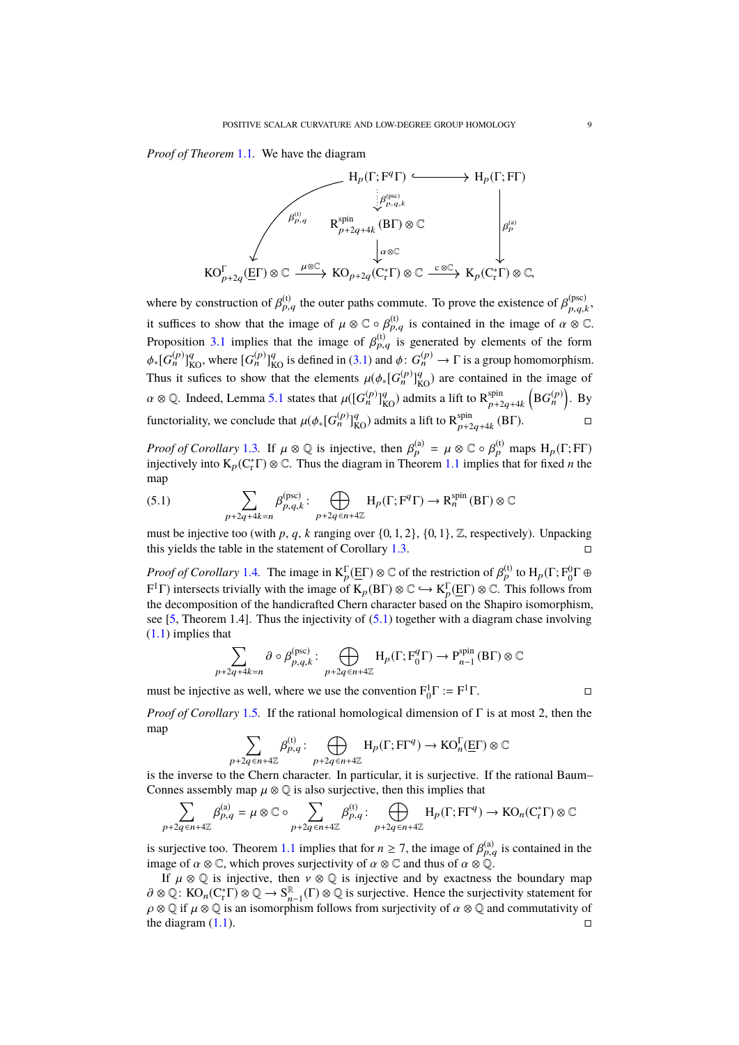*Proof of Theorem 1.1.* We have the diagram

$$
\begin{array}{ccccc}
 & & \mathrm{H}_p(\Gamma;\mathrm{F}^q\Gamma) & \hookrightarrow & \mathrm{H}_p(\Gamma;\mathrm{F}\Gamma) \\
 & \swarrow^{\beta^{(\mathrm{t})}_{p,q}} & \vdots\ \beta^{(\mathrm{psc})}_{p,q,k} & & \downarrow \beta^{(\mathrm{a})}_p \\
 & & \mathrm{R}^{\mathrm{spin}}_{p+2q+4k}(\mathrm{B}\Gamma)\otimes\mathbb{C} & & \\
 & & \downarrow \alpha\otimes\mathbb{C} & & \\
\mathrm{KO}^{\Gamma}_{p+2q}(\underline{\mathrm{E}}\Gamma)\otimes\mathbb{C} & \xrightarrow{\mu\otimes\mathbb{C}} & \mathrm{KO}_{p+2q}(\mathrm{C}^*_{\mathrm{r}}\Gamma)\otimes\mathbb{C} & \xrightarrow{\mathrm{c}\otimes\mathbb{C}} & \mathrm{K}_p(\mathrm{C}^*_{\mathrm{r}}\Gamma)\otimes\mathbb{C},
\end{array}
$$

where by construction of $\beta^{(\mathrm{t})}_{p,q}$ the outer paths commute. To prove the existence of $\beta^{(\mathrm{psc})}_{p,q,k}$, it suffices to show that the image of $\mu\otimes\mathbb{C}\circ\beta^{(\mathrm{t})}_{p,q}$ is contained in the image of $\alpha\otimes\mathbb{C}$. Proposition 3.1 implies that the image of $\beta^{(\mathrm{t})}_{p,q}$ is generated by elements of the form $\phi_*[G^{(p)}_n]^q_{\mathrm{KO}}$, where $[G^{(p)}_n]^q_{\mathrm{KO}}$ is defined in (3.1) and $\phi\colon G^{(p)}_n\to\Gamma$ is a group homomorphism. Thus it suffices to show that the elements $\mu(\phi_*[G^{(p)}_n]^q_{\mathrm{KO}})$ are contained in the image of $\alpha\otimes\mathbb{Q}$. Indeed, Lemma 5.1 states that $\mu([G^{(p)}_n]^q_{\mathrm{KO}})$ admits a lift to $\mathrm{R}^{\mathrm{spin}}_{p+2q+4k}\left(\mathrm{B}G^{(p)}_n\right)$. By functoriality, we conclude that $\mu(\phi_*[G^{(p)}_n]^q_{\mathrm{KO}})$ admits a lift to $\mathrm{R}^{\mathrm{spin}}_{p+2q+4k}(\mathrm{B}\Gamma)$. □

*Proof of Corollary 1.3.* If $\mu\otimes\mathbb{Q}$ is injective, then $\beta^{(\mathrm{a})}_p = \mu\otimes\mathbb{C}\circ\beta^{(\mathrm{t})}_p$ maps $\mathrm{H}_p(\Gamma;\mathrm{F}\Gamma)$ injectively into $\mathrm{K}_p(\mathrm{C}^*_{\mathrm{r}}\Gamma)\otimes\mathbb{C}$. Thus the diagram in Theorem 1.1 implies that for fixed $n$ the map

$$
\sum_{p+2q+4k=n}\beta^{(\mathrm{psc})}_{p,q,k}\colon \bigoplus_{p+2q\in n+4\mathbb{Z}}\mathrm{H}_p(\Gamma;\mathrm{F}^q\Gamma)\to\mathrm{R}^{\mathrm{spin}}_n(\mathrm{B}\Gamma)\otimes\mathbb{C} \tag{5.1}
$$

must be injective too (with $p$, $q$, $k$ ranging over $\{0,1,2\}$, $\{0,1\}$, $\mathbb{Z}$, respectively). Unpacking this yields the table in the statement of Corollary 1.3. □

*Proof of Corollary 1.4.* The image in $\mathrm{K}^{\Gamma}_p(\underline{\mathrm{E}}\Gamma)\otimes\mathbb{C}$ of the restriction of $\beta^{(\mathrm{t})}_p$ to $\mathrm{H}_p(\Gamma;\mathrm{F}^0_0\Gamma\oplus\mathrm{F}^1\Gamma)$ intersects trivially with the image of $\mathrm{K}_p(\mathrm{B}\Gamma)\otimes\mathbb{C}\hookrightarrow\mathrm{K}^{\Gamma}_p(\underline{\mathrm{E}}\Gamma)\otimes\mathbb{C}$. This follows from the decomposition of the handicrafted Chern character based on the Shapiro isomorphism, see [5, Theorem 1.4]. Thus the injectivity of (5.1) together with a diagram chase involving (1.1) implies that

$$
\sum_{p+2q+4k=n}\partial\circ\beta^{(\mathrm{psc})}_{p,q,k}\colon \bigoplus_{p+2q\in n+4\mathbb{Z}}\mathrm{H}_p(\Gamma;\mathrm{F}^q_0\Gamma)\to\mathrm{P}^{\mathrm{spin}}_{n-1}(\mathrm{B}\Gamma)\otimes\mathbb{C}
$$

must be injective as well, where we use the convention $\mathrm{F}^1_0\Gamma := \mathrm{F}^1\Gamma$. □

*Proof of Corollary 1.5.* If the rational homological dimension of $\Gamma$ is at most 2, then the map

$$
\sum_{p+2q\in n+4\mathbb{Z}}\beta^{(\mathrm{t})}_{p,q}\colon \bigoplus_{p+2q\in n+4\mathbb{Z}}\mathrm{H}_p(\Gamma;\mathrm{F}\Gamma^q)\to\mathrm{KO}^{\Gamma}_n(\underline{\mathrm{E}}\Gamma)\otimes\mathbb{C}
$$

is the inverse to the Chern character. In particular, it is surjective. If the rational Baum–Connes assembly map $\mu\otimes\mathbb{Q}$ is also surjective, then this implies that

$$
\sum_{p+2q\in n+4\mathbb{Z}}\beta^{(\mathrm{a})}_{p,q} = \mu\otimes\mathbb{C}\circ\sum_{p+2q\in n+4\mathbb{Z}}\beta^{(\mathrm{t})}_{p,q}\colon \bigoplus_{p+2q\in n+4\mathbb{Z}}\mathrm{H}_p(\Gamma;\mathrm{F}\Gamma^q)\to\mathrm{KO}_n(\mathrm{C}^*_{\mathrm{r}}\Gamma)\otimes\mathbb{C}
$$

is surjective too. Theorem 1.1 implies that for $n\geq 7$, the image of $\beta^{(\mathrm{a})}_{p,q}$ is contained in the image of $\alpha\otimes\mathbb{C}$, which proves surjectivity of $\alpha\otimes\mathbb{C}$ and thus of $\alpha\otimes\mathbb{Q}$.

If $\mu\otimes\mathbb{Q}$ is injective, then $\nu\otimes\mathbb{Q}$ is injective and by exactness the boundary map $\partial\otimes\mathbb{Q}\colon\mathrm{KO}_n(\mathrm{C}^*_{\mathrm{r}}\Gamma)\otimes\mathbb{Q}\to\mathrm{S}^{\mathbb{R}}_{n-1}(\Gamma)\otimes\mathbb{Q}$ is surjective. Hence the surjectivity statement for $\rho\otimes\mathbb{Q}$ if $\mu\otimes\mathbb{Q}$ is an isomorphism follows from surjectivity of $\alpha\otimes\mathbb{Q}$ and commutativity of the diagram (1.1). □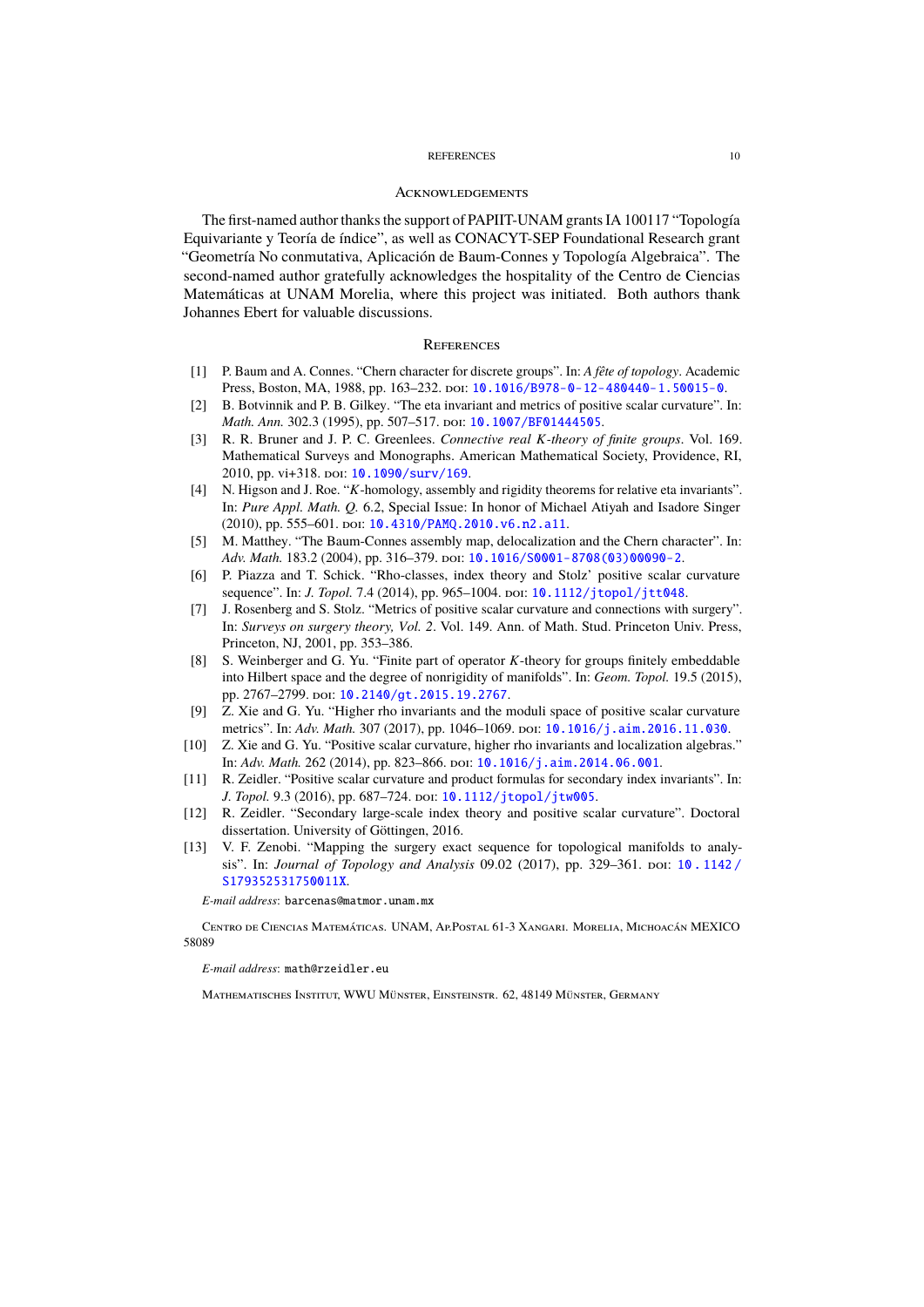## Acknowledgements

The first-named author thanks the support of PAPIIT-UNAM grants IA 100117 "Topología Equivariante y Teoría de índice", as well as CONACYT-SEP Foundational Research grant "Geometría No conmutativa, Aplicación de Baum-Connes y Topología Algebraica". The second-named author gratefully acknowledges the hospitality of the Centro de Ciencias Matemáticas at UNAM Morelia, where this project was initiated. Both authors thank Johannes Ebert for valuable discussions.

## References

[1] P. Baum and A. Connes. "Chern character for discrete groups". In: *A fête of topology*. Academic Press, Boston, MA, 1988, pp. 163–232. doi: 10.1016/B978-0-12-480440-1.50015-0.

[2] B. Botvinnik and P. B. Gilkey. "The eta invariant and metrics of positive scalar curvature". In: *Math. Ann.* 302.3 (1995), pp. 507–517. doi: 10.1007/BF01444505.

[3] R. R. Bruner and J. P. C. Greenlees. *Connective real K-theory of finite groups*. Vol. 169. Mathematical Surveys and Monographs. American Mathematical Society, Providence, RI, 2010, pp. vi+318. doi: 10.1090/surv/169.

[4] N. Higson and J. Roe. "$K$-homology, assembly and rigidity theorems for relative eta invariants". In: *Pure Appl. Math. Q.* 6.2, Special Issue: In honor of Michael Atiyah and Isadore Singer (2010), pp. 555–601. doi: 10.4310/PAMQ.2010.v6.n2.a11.

[5] M. Matthey. "The Baum-Connes assembly map, delocalization and the Chern character". In: *Adv. Math.* 183.2 (2004), pp. 316–379. doi: 10.1016/S0001-8708(03)00090-2.

[6] P. Piazza and T. Schick. "Rho-classes, index theory and Stolz' positive scalar curvature sequence". In: *J. Topol.* 7.4 (2014), pp. 965–1004. doi: 10.1112/jtopol/jtt048.

[7] J. Rosenberg and S. Stolz. "Metrics of positive scalar curvature and connections with surgery". In: *Surveys on surgery theory, Vol. 2*. Vol. 149. Ann. of Math. Stud. Princeton Univ. Press, Princeton, NJ, 2001, pp. 353–386.

[8] S. Weinberger and G. Yu. "Finite part of operator $K$-theory for groups finitely embeddable into Hilbert space and the degree of nonrigidity of manifolds". In: *Geom. Topol.* 19.5 (2015), pp. 2767–2799. doi: 10.2140/gt.2015.19.2767.

[9] Z. Xie and G. Yu. "Higher rho invariants and the moduli space of positive scalar curvature metrics". In: *Adv. Math.* 307 (2017), pp. 1046–1069. doi: 10.1016/j.aim.2016.11.030.

[10] Z. Xie and G. Yu. "Positive scalar curvature, higher rho invariants and localization algebras." In: *Adv. Math.* 262 (2014), pp. 823–866. doi: 10.1016/j.aim.2014.06.001.

[11] R. Zeidler. "Positive scalar curvature and product formulas for secondary index invariants". In: *J. Topol.* 9.3 (2016), pp. 687–724. doi: 10.1112/jtopol/jtw005.

[12] R. Zeidler. "Secondary large-scale index theory and positive scalar curvature". Doctoral dissertation. University of Göttingen, 2016.

[13] V. F. Zenobi. "Mapping the surgery exact sequence for topological manifolds to analysis". In: *Journal of Topology and Analysis* 09.02 (2017), pp. 329–361. doi: 10.1142/S179352531750011X.

*E-mail address*: barcenas@matmor.unam.mx

Centro de Ciencias Matemáticas. UNAM, Ap.Postal 61-3 Xangari. Morelia, Michoacán MEXICO 58089

*E-mail address*: math@rzeidler.eu

Mathematisches Institut, WWU Münster, Einsteinstr. 62, 48149 Münster, Germany